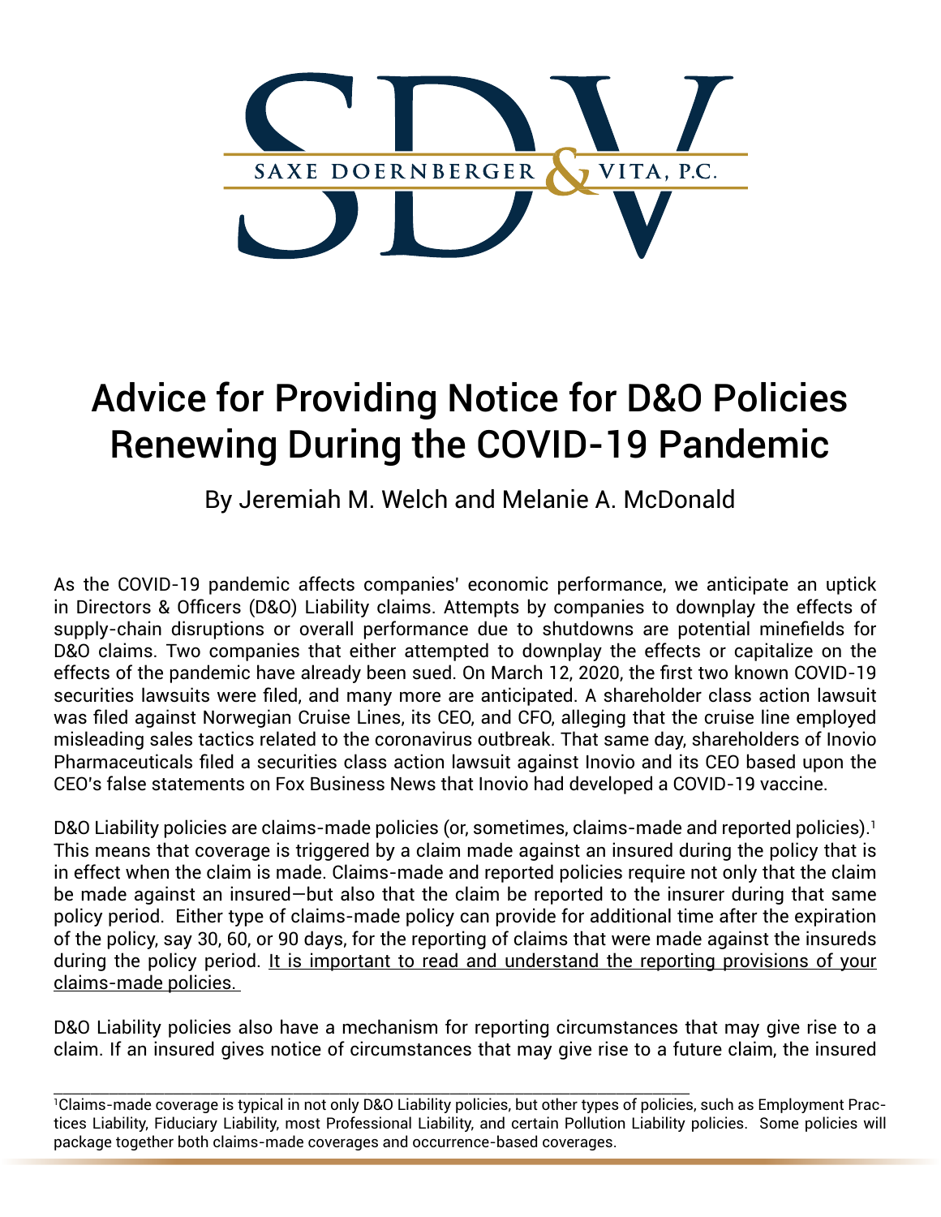SAXE DOERNBERGER & VITA, P.C.

# Advice for Providing Notice for D&O Policies Renewing During the COVID-19 Pandemic

By Jeremiah M. Welch and Melanie A. McDonald

As the COVID-19 pandemic affects companies' economic performance, we anticipate an uptick in Directors & Officers (D&O) Liability claims. Attempts by companies to downplay the effects of supply-chain disruptions or overall performance due to shutdowns are potential minefields for D&O claims. Two companies that either attempted to downplay the effects or capitalize on the effects of the pandemic have already been sued. On March 12, 2020, the first two known COVID-19 securities lawsuits were filed, and many more are anticipated. A shareholder class action lawsuit was filed against Norwegian Cruise Lines, its CEO, and CFO, alleging that the cruise line employed misleading sales tactics related to the coronavirus outbreak. That same day, shareholders of Inovio Pharmaceuticals filed a securities class action lawsuit against Inovio and its CEO based upon the CEO's false statements on Fox Business News that Inovio had developed a COVID-19 vaccine.

D&O Liability policies are claims-made policies (or, sometimes, claims-made and reported policies).[1] This means that coverage is triggered by a claim made against an insured during the policy that is in effect when the claim is made. Claims-made and reported policies require not only that the claim be made against an insured—but also that the claim be reported to the insurer during that same policy period. Either type of claims-made policy can provide for additional time after the expiration of the policy, say 30, 60, or 90 days, for the reporting of claims that were made against the insureds during the policy period. <u>It is important to read and understand the reporting provisions of your claims-made policies.</u>

D&O Liability policies also have a mechanism for reporting circumstances that may give rise to a claim. If an insured gives notice of circumstances that may give rise to a future claim, the insured

---

[1]Claims-made coverage is typical in not only D&O Liability policies, but other types of policies, such as Employment Practices Liability, Fiduciary Liability, most Professional Liability, and certain Pollution Liability policies. Some policies will package together both claims-made coverages and occurrence-based coverages.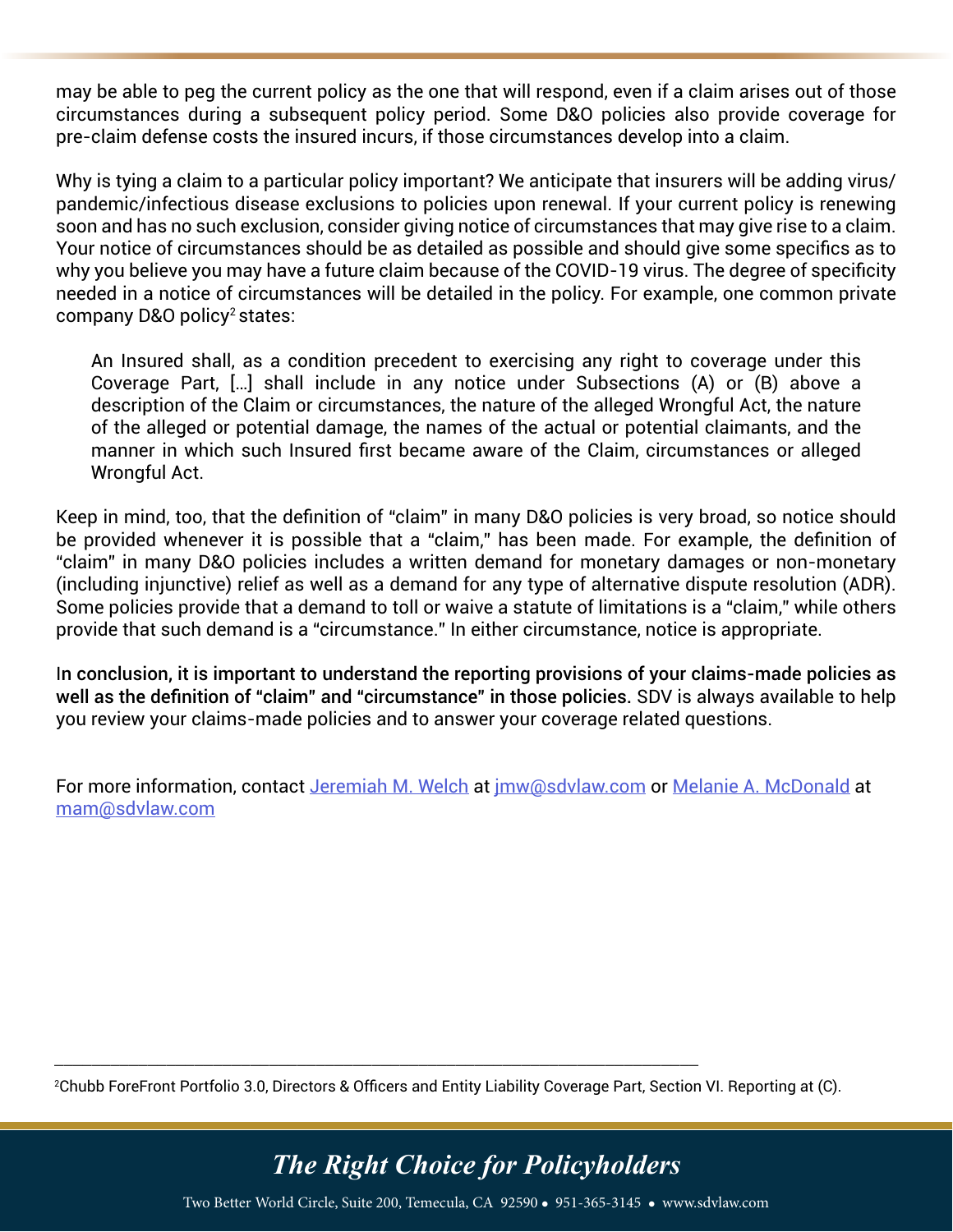may be able to peg the current policy as the one that will respond, even if a claim arises out of those circumstances during a subsequent policy period. Some D&O policies also provide coverage for pre-claim defense costs the insured incurs, if those circumstances develop into a claim.

Why is tying a claim to a particular policy important? We anticipate that insurers will be adding virus/pandemic/infectious disease exclusions to policies upon renewal. If your current policy is renewing soon and has no such exclusion, consider giving notice of circumstances that may give rise to a claim. Your notice of circumstances should be as detailed as possible and should give some specifics as to why you believe you may have a future claim because of the COVID-19 virus. The degree of specificity needed in a notice of circumstances will be detailed in the policy. For example, one common private company D&O policy[2] states:

> An Insured shall, as a condition precedent to exercising any right to coverage under this Coverage Part, […] shall include in any notice under Subsections (A) or (B) above a description of the Claim or circumstances, the nature of the alleged Wrongful Act, the nature of the alleged or potential damage, the names of the actual or potential claimants, and the manner in which such Insured first became aware of the Claim, circumstances or alleged Wrongful Act.

Keep in mind, too, that the definition of "claim" in many D&O policies is very broad, so notice should be provided whenever it is possible that a "claim," has been made. For example, the definition of "claim" in many D&O policies includes a written demand for monetary damages or non-monetary (including injunctive) relief as well as a demand for any type of alternative dispute resolution (ADR). Some policies provide that a demand to toll or waive a statute of limitations is a "claim," while others provide that such demand is a "circumstance." In either circumstance, notice is appropriate.

**In conclusion, it is important to understand the reporting provisions of your claims-made policies as well as the definition of "claim" and "circumstance" in those policies.** SDV is always available to help you review your claims-made policies and to answer your coverage related questions.

For more information, contact Jeremiah M. Welch at jmw@sdvlaw.com or Melanie A. McDonald at mam@sdvlaw.com

---

[2]Chubb ForeFront Portfolio 3.0, Directors & Officers and Entity Liability Coverage Part, Section VI. Reporting at (C).